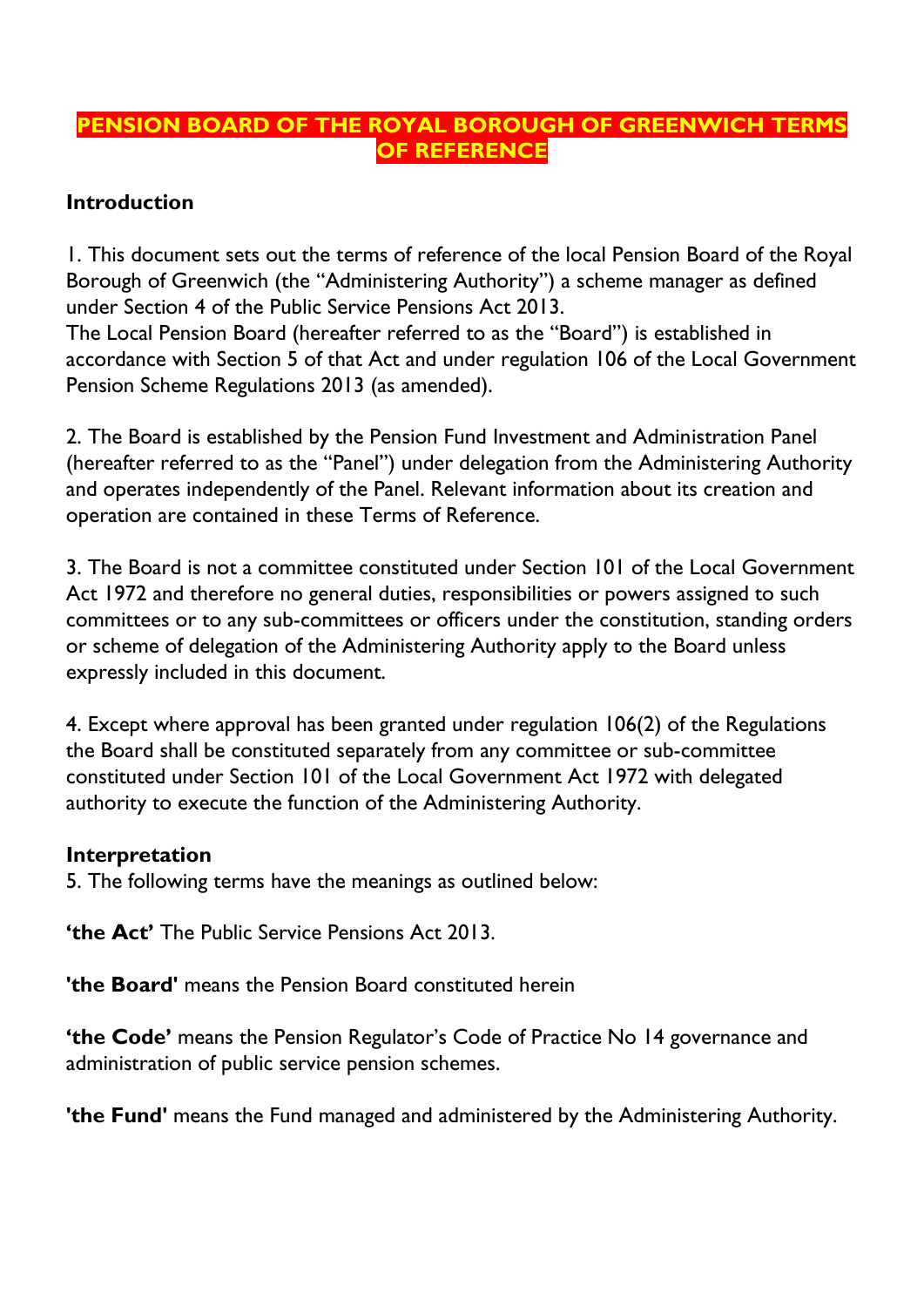# PENSION BOARD OF THE ROYAL BOROUGH OF GREENWICH TERMS OF REFERENCE

## Introduction

1. This document sets out the terms of reference of the local Pension Board of the Royal Borough of Greenwich (the "Administering Authority") a scheme manager as defined under Section 4 of the Public Service Pensions Act 2013.
The Local Pension Board (hereafter referred to as the "Board") is established in accordance with Section 5 of that Act and under regulation 106 of the Local Government Pension Scheme Regulations 2013 (as amended).

2. The Board is established by the Pension Fund Investment and Administration Panel (hereafter referred to as the "Panel") under delegation from the Administering Authority and operates independently of the Panel. Relevant information about its creation and operation are contained in these Terms of Reference.

3. The Board is not a committee constituted under Section 101 of the Local Government Act 1972 and therefore no general duties, responsibilities or powers assigned to such committees or to any sub-committees or officers under the constitution, standing orders or scheme of delegation of the Administering Authority apply to the Board unless expressly included in this document.

4. Except where approval has been granted under regulation 106(2) of the Regulations the Board shall be constituted separately from any committee or sub-committee constituted under Section 101 of the Local Government Act 1972 with delegated authority to execute the function of the Administering Authority.

## Interpretation

5. The following terms have the meanings as outlined below:

**'the Act'** The Public Service Pensions Act 2013.

**'the Board'** means the Pension Board constituted herein

**'the Code'** means the Pension Regulator's Code of Practice No 14 governance and administration of public service pension schemes.

**'the Fund'** means the Fund managed and administered by the Administering Authority.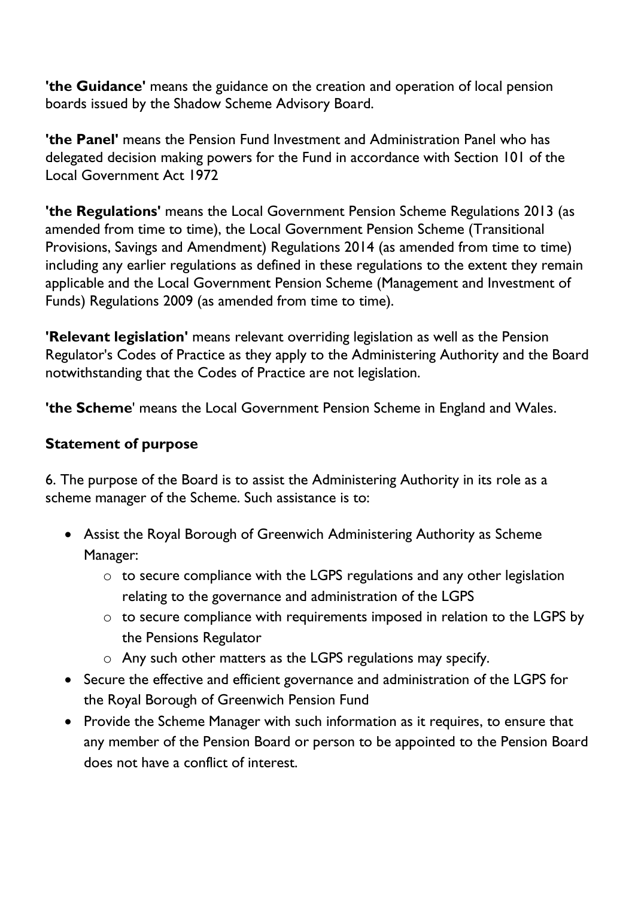**'the Guidance'** means the guidance on the creation and operation of local pension boards issued by the Shadow Scheme Advisory Board.

**'the Panel'** means the Pension Fund Investment and Administration Panel who has delegated decision making powers for the Fund in accordance with Section 101 of the Local Government Act 1972

**'the Regulations'** means the Local Government Pension Scheme Regulations 2013 (as amended from time to time), the Local Government Pension Scheme (Transitional Provisions, Savings and Amendment) Regulations 2014 (as amended from time to time) including any earlier regulations as defined in these regulations to the extent they remain applicable and the Local Government Pension Scheme (Management and Investment of Funds) Regulations 2009 (as amended from time to time).

**'Relevant legislation'** means relevant overriding legislation as well as the Pension Regulator's Codes of Practice as they apply to the Administering Authority and the Board notwithstanding that the Codes of Practice are not legislation.

**'the Scheme'** means the Local Government Pension Scheme in England and Wales.

### Statement of purpose

6. The purpose of the Board is to assist the Administering Authority in its role as a scheme manager of the Scheme. Such assistance is to:

- Assist the Royal Borough of Greenwich Administering Authority as Scheme Manager:
  - to secure compliance with the LGPS regulations and any other legislation relating to the governance and administration of the LGPS
  - to secure compliance with requirements imposed in relation to the LGPS by the Pensions Regulator
  - Any such other matters as the LGPS regulations may specify.
- Secure the effective and efficient governance and administration of the LGPS for the Royal Borough of Greenwich Pension Fund
- Provide the Scheme Manager with such information as it requires, to ensure that any member of the Pension Board or person to be appointed to the Pension Board does not have a conflict of interest.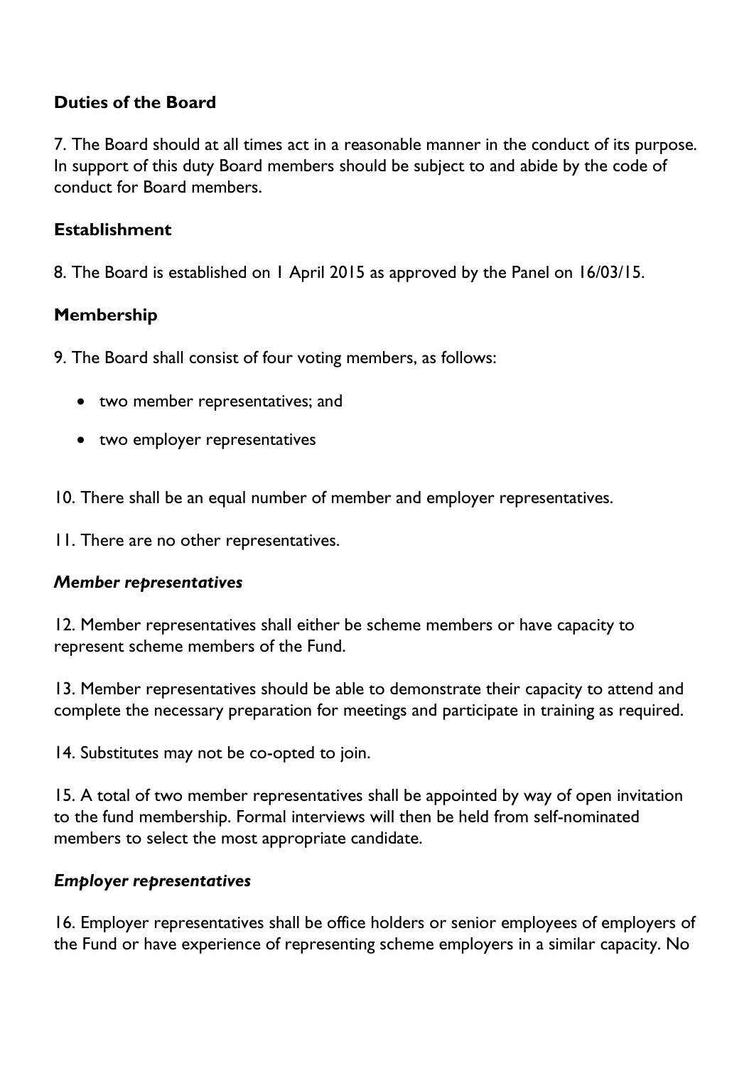### Duties of the Board

7. The Board should at all times act in a reasonable manner in the conduct of its purpose. In support of this duty Board members should be subject to and abide by the code of conduct for Board members.

### Establishment

8. The Board is established on 1 April 2015 as approved by the Panel on 16/03/15.

### Membership

9. The Board shall consist of four voting members, as follows:

- two member representatives; and
- two employer representatives

10. There shall be an equal number of member and employer representatives.

11. There are no other representatives.

#### *Member representatives*

12. Member representatives shall either be scheme members or have capacity to represent scheme members of the Fund.

13. Member representatives should be able to demonstrate their capacity to attend and complete the necessary preparation for meetings and participate in training as required.

14. Substitutes may not be co-opted to join.

15. A total of two member representatives shall be appointed by way of open invitation to the fund membership. Formal interviews will then be held from self-nominated members to select the most appropriate candidate.

#### *Employer representatives*

16. Employer representatives shall be office holders or senior employees of employers of the Fund or have experience of representing scheme employers in a similar capacity. No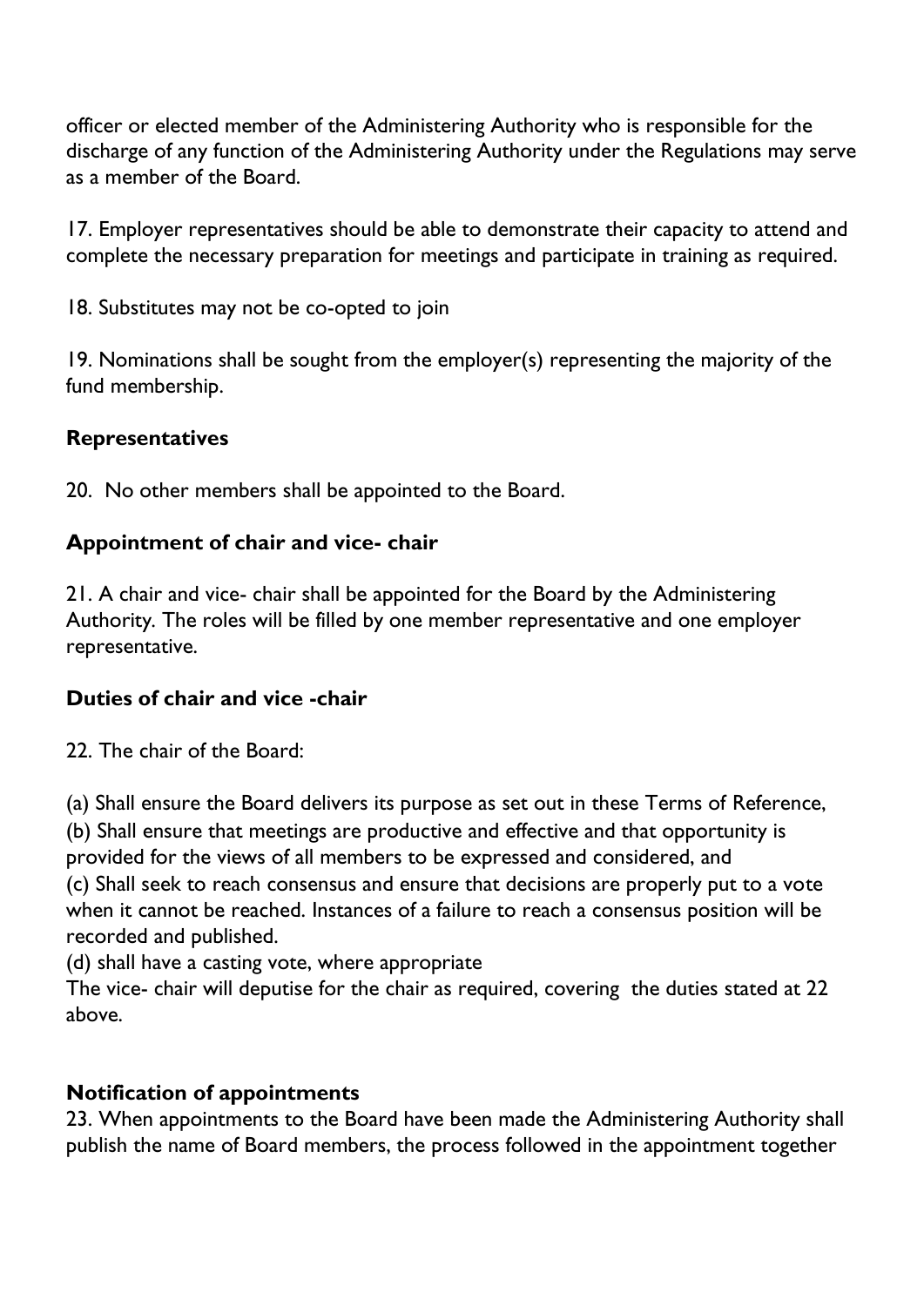officer or elected member of the Administering Authority who is responsible for the discharge of any function of the Administering Authority under the Regulations may serve as a member of the Board.

17. Employer representatives should be able to demonstrate their capacity to attend and complete the necessary preparation for meetings and participate in training as required.

18. Substitutes may not be co-opted to join

19. Nominations shall be sought from the employer(s) representing the majority of the fund membership.

**Representatives**

20. No other members shall be appointed to the Board.

**Appointment of chair and vice- chair**

21. A chair and vice- chair shall be appointed for the Board by the Administering Authority. The roles will be filled by one member representative and one employer representative.

**Duties of chair and vice -chair**

22. The chair of the Board:

(a) Shall ensure the Board delivers its purpose as set out in these Terms of Reference,
(b) Shall ensure that meetings are productive and effective and that opportunity is provided for the views of all members to be expressed and considered, and
(c) Shall seek to reach consensus and ensure that decisions are properly put to a vote when it cannot be reached. Instances of a failure to reach a consensus position will be recorded and published.
(d) shall have a casting vote, where appropriate
The vice- chair will deputise for the chair as required, covering the duties stated at 22 above.

**Notification of appointments**

23. When appointments to the Board have been made the Administering Authority shall publish the name of Board members, the process followed in the appointment together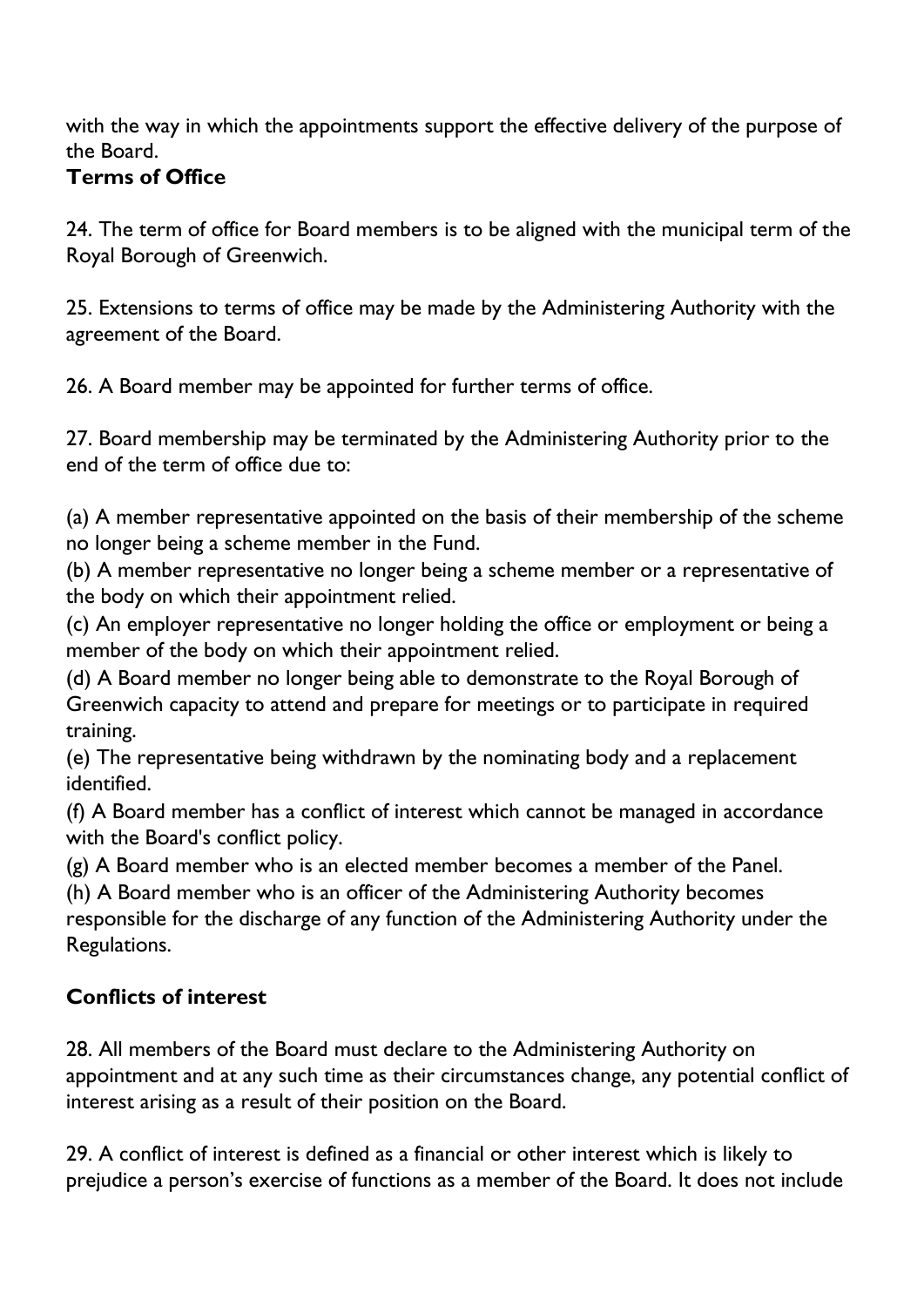with the way in which the appointments support the effective delivery of the purpose of the Board.

**Terms of Office**

24. The term of office for Board members is to be aligned with the municipal term of the Royal Borough of Greenwich.

25. Extensions to terms of office may be made by the Administering Authority with the agreement of the Board.

26. A Board member may be appointed for further terms of office.

27. Board membership may be terminated by the Administering Authority prior to the end of the term of office due to:

(a) A member representative appointed on the basis of their membership of the scheme no longer being a scheme member in the Fund.
(b) A member representative no longer being a scheme member or a representative of the body on which their appointment relied.
(c) An employer representative no longer holding the office or employment or being a member of the body on which their appointment relied.
(d) A Board member no longer being able to demonstrate to the Royal Borough of Greenwich capacity to attend and prepare for meetings or to participate in required training.
(e) The representative being withdrawn by the nominating body and a replacement identified.
(f) A Board member has a conflict of interest which cannot be managed in accordance with the Board's conflict policy.
(g) A Board member who is an elected member becomes a member of the Panel.
(h) A Board member who is an officer of the Administering Authority becomes responsible for the discharge of any function of the Administering Authority under the Regulations.

**Conflicts of interest**

28. All members of the Board must declare to the Administering Authority on appointment and at any such time as their circumstances change, any potential conflict of interest arising as a result of their position on the Board.

29. A conflict of interest is defined as a financial or other interest which is likely to prejudice a person's exercise of functions as a member of the Board. It does not include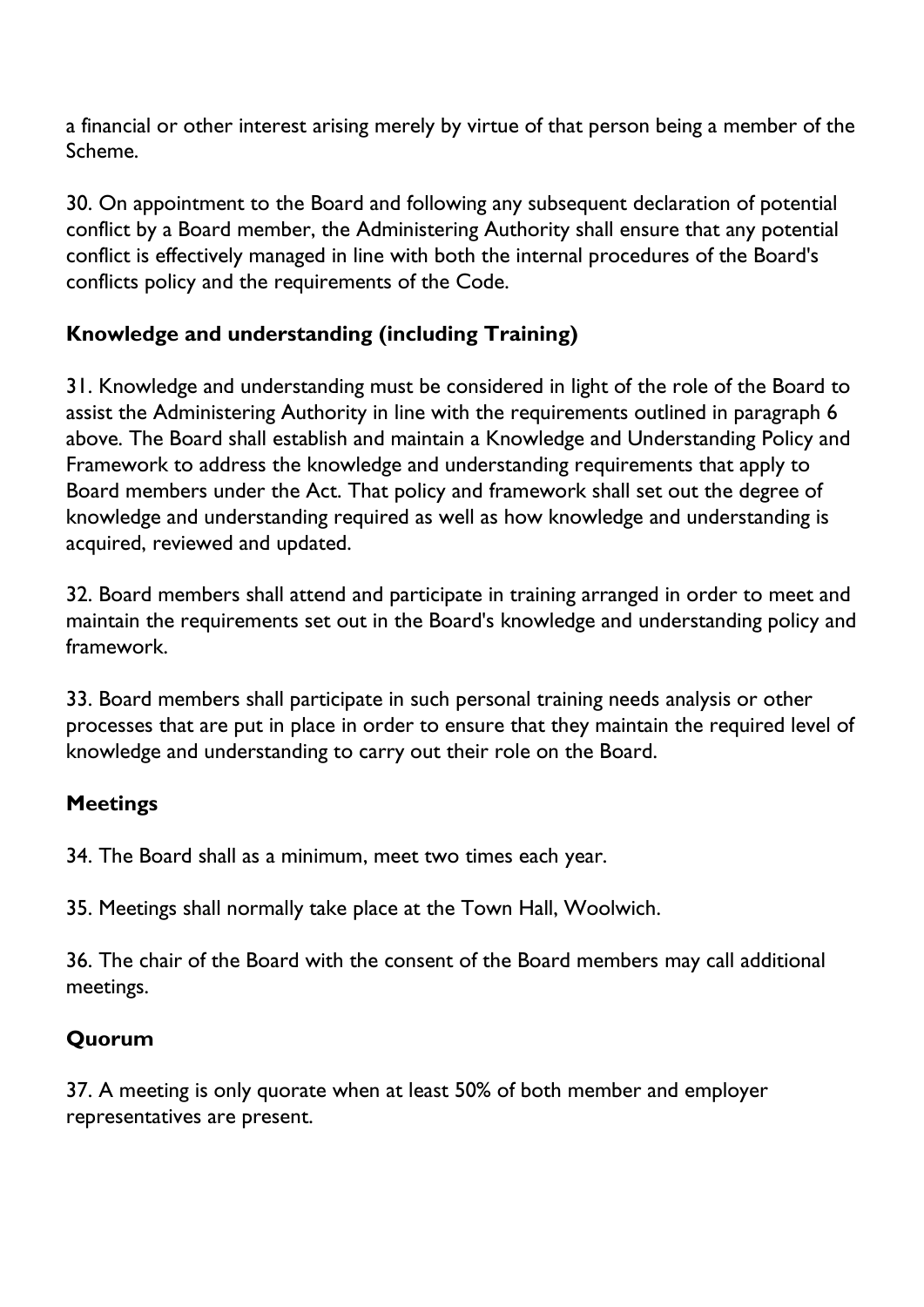a financial or other interest arising merely by virtue of that person being a member of the Scheme.

30. On appointment to the Board and following any subsequent declaration of potential conflict by a Board member, the Administering Authority shall ensure that any potential conflict is effectively managed in line with both the internal procedures of the Board's conflicts policy and the requirements of the Code.

## Knowledge and understanding (including Training)

31. Knowledge and understanding must be considered in light of the role of the Board to assist the Administering Authority in line with the requirements outlined in paragraph 6 above. The Board shall establish and maintain a Knowledge and Understanding Policy and Framework to address the knowledge and understanding requirements that apply to Board members under the Act. That policy and framework shall set out the degree of knowledge and understanding required as well as how knowledge and understanding is acquired, reviewed and updated.

32. Board members shall attend and participate in training arranged in order to meet and maintain the requirements set out in the Board's knowledge and understanding policy and framework.

33. Board members shall participate in such personal training needs analysis or other processes that are put in place in order to ensure that they maintain the required level of knowledge and understanding to carry out their role on the Board.

## Meetings

34. The Board shall as a minimum, meet two times each year.

35. Meetings shall normally take place at the Town Hall, Woolwich.

36. The chair of the Board with the consent of the Board members may call additional meetings.

## Quorum

37. A meeting is only quorate when at least 50% of both member and employer representatives are present.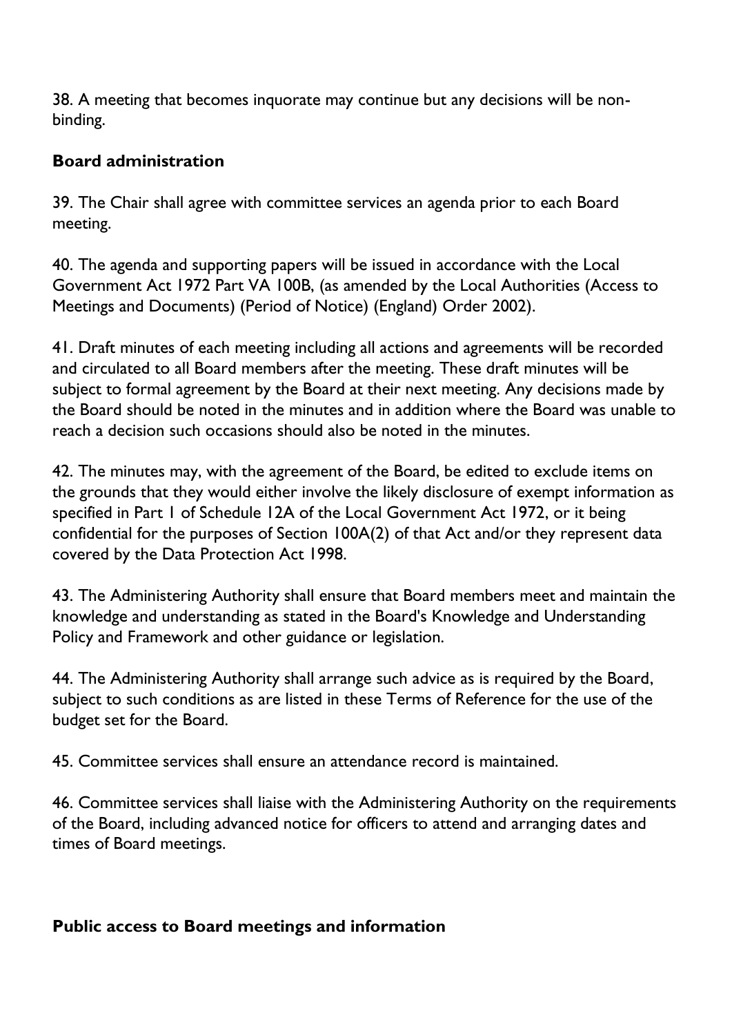38. A meeting that becomes inquorate may continue but any decisions will be non-binding.

## Board administration

39. The Chair shall agree with committee services an agenda prior to each Board meeting.

40. The agenda and supporting papers will be issued in accordance with the Local Government Act 1972 Part VA 100B, (as amended by the Local Authorities (Access to Meetings and Documents) (Period of Notice) (England) Order 2002).

41. Draft minutes of each meeting including all actions and agreements will be recorded and circulated to all Board members after the meeting. These draft minutes will be subject to formal agreement by the Board at their next meeting. Any decisions made by the Board should be noted in the minutes and in addition where the Board was unable to reach a decision such occasions should also be noted in the minutes.

42. The minutes may, with the agreement of the Board, be edited to exclude items on the grounds that they would either involve the likely disclosure of exempt information as specified in Part 1 of Schedule 12A of the Local Government Act 1972, or it being confidential for the purposes of Section 100A(2) of that Act and/or they represent data covered by the Data Protection Act 1998.

43. The Administering Authority shall ensure that Board members meet and maintain the knowledge and understanding as stated in the Board's Knowledge and Understanding Policy and Framework and other guidance or legislation.

44. The Administering Authority shall arrange such advice as is required by the Board, subject to such conditions as are listed in these Terms of Reference for the use of the budget set for the Board.

45. Committee services shall ensure an attendance record is maintained.

46. Committee services shall liaise with the Administering Authority on the requirements of the Board, including advanced notice for officers to attend and arranging dates and times of Board meetings.

## Public access to Board meetings and information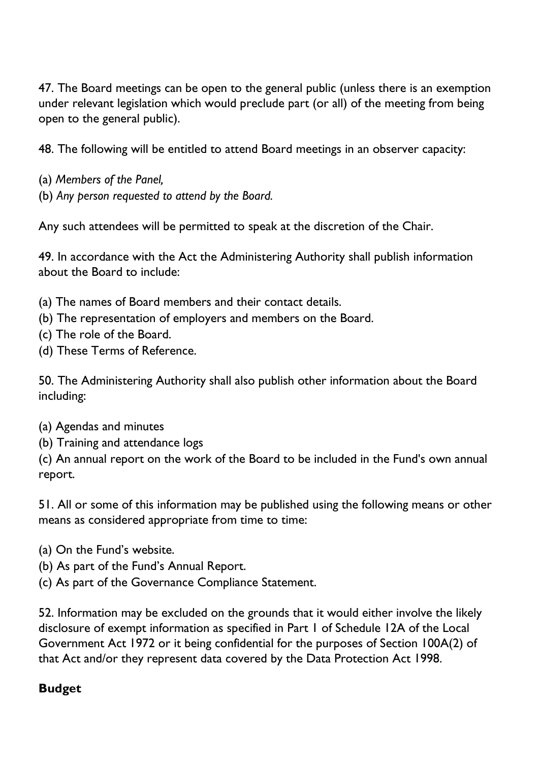47. The Board meetings can be open to the general public (unless there is an exemption under relevant legislation which would preclude part (or all) of the meeting from being open to the general public).

48. The following will be entitled to attend Board meetings in an observer capacity:

(a) *Members of the Panel,*
(b) *Any person requested to attend by the Board.*

Any such attendees will be permitted to speak at the discretion of the Chair.

49. In accordance with the Act the Administering Authority shall publish information about the Board to include:

(a) The names of Board members and their contact details.
(b) The representation of employers and members on the Board.
(c) The role of the Board.
(d) These Terms of Reference.

50. The Administering Authority shall also publish other information about the Board including:

(a) Agendas and minutes
(b) Training and attendance logs
(c) An annual report on the work of the Board to be included in the Fund's own annual report.

51. All or some of this information may be published using the following means or other means as considered appropriate from time to time:

(a) On the Fund's website.
(b) As part of the Fund's Annual Report.
(c) As part of the Governance Compliance Statement.

52. Information may be excluded on the grounds that it would either involve the likely disclosure of exempt information as specified in Part 1 of Schedule 12A of the Local Government Act 1972 or it being confidential for the purposes of Section 100A(2) of that Act and/or they represent data covered by the Data Protection Act 1998.

**Budget**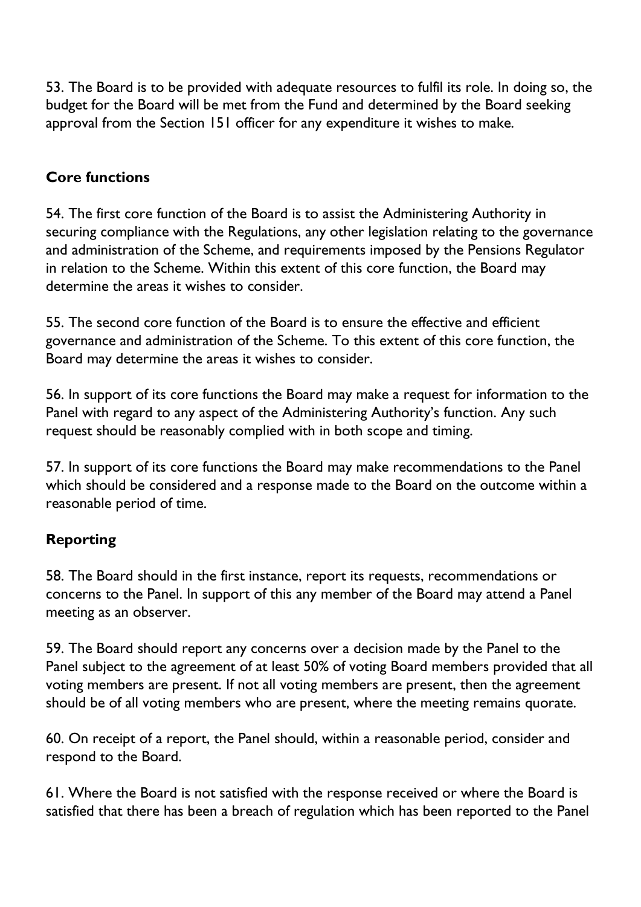53. The Board is to be provided with adequate resources to fulfil its role. In doing so, the budget for the Board will be met from the Fund and determined by the Board seeking approval from the Section 151 officer for any expenditure it wishes to make.

## Core functions

54. The first core function of the Board is to assist the Administering Authority in securing compliance with the Regulations, any other legislation relating to the governance and administration of the Scheme, and requirements imposed by the Pensions Regulator in relation to the Scheme. Within this extent of this core function, the Board may determine the areas it wishes to consider.

55. The second core function of the Board is to ensure the effective and efficient governance and administration of the Scheme. To this extent of this core function, the Board may determine the areas it wishes to consider.

56. In support of its core functions the Board may make a request for information to the Panel with regard to any aspect of the Administering Authority's function. Any such request should be reasonably complied with in both scope and timing.

57. In support of its core functions the Board may make recommendations to the Panel which should be considered and a response made to the Board on the outcome within a reasonable period of time.

## Reporting

58. The Board should in the first instance, report its requests, recommendations or concerns to the Panel. In support of this any member of the Board may attend a Panel meeting as an observer.

59. The Board should report any concerns over a decision made by the Panel to the Panel subject to the agreement of at least 50% of voting Board members provided that all voting members are present. If not all voting members are present, then the agreement should be of all voting members who are present, where the meeting remains quorate.

60. On receipt of a report, the Panel should, within a reasonable period, consider and respond to the Board.

61. Where the Board is not satisfied with the response received or where the Board is satisfied that there has been a breach of regulation which has been reported to the Panel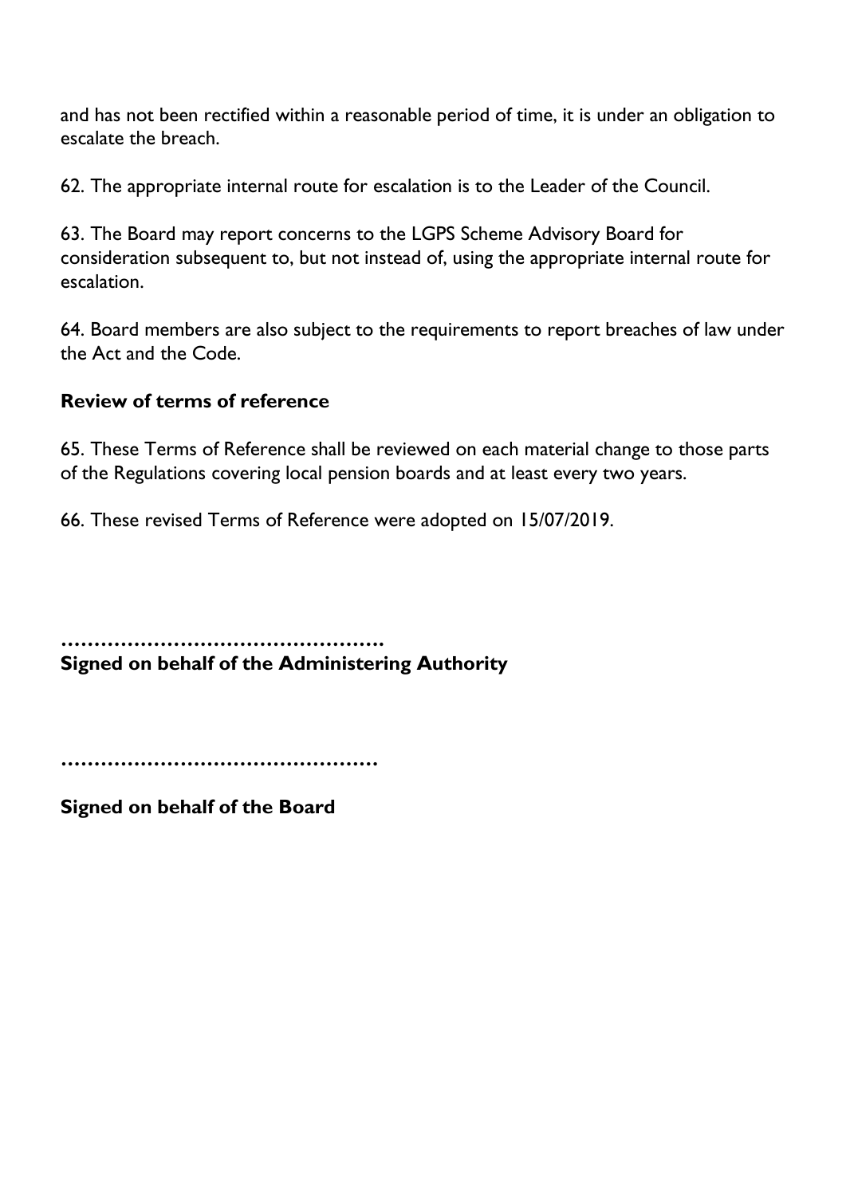and has not been rectified within a reasonable period of time, it is under an obligation to escalate the breach.

62. The appropriate internal route for escalation is to the Leader of the Council.

63. The Board may report concerns to the LGPS Scheme Advisory Board for consideration subsequent to, but not instead of, using the appropriate internal route for escalation.

64. Board members are also subject to the requirements to report breaches of law under the Act and the Code.

**Review of terms of reference**

65. These Terms of Reference shall be reviewed on each material change to those parts of the Regulations covering local pension boards and at least every two years.

66. These revised Terms of Reference were adopted on 15/07/2019.

**…………………………………………**
**Signed on behalf of the Administering Authority**

**…………………………………………**

**Signed on behalf of the Board**